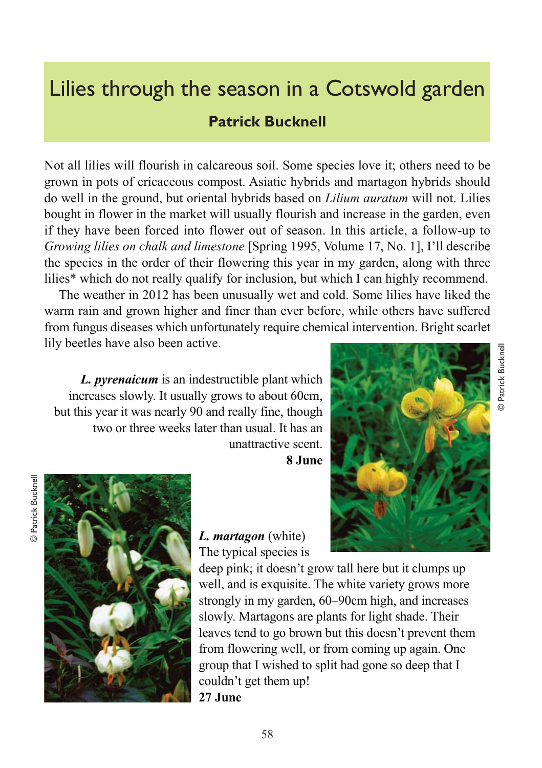# Lilies through the season in a Cotswold garden

**Patrick Bucknell**

Not all lilies will flourish in calcareous soil. Some species love it; others need to be grown in pots of ericaceous compost. Asiatic hybrids and martagon hybrids should do well in the ground, but oriental hybrids based on *Lilium auratum* will not. Lilies bought in flower in the market will usually flourish and increase in the garden, even if they have been forced into flower out of season. In this article, a follow-up to *Growing lilies on chalk and limestone* [Spring 1995, Volume 17, No. 1], I'll describe the species in the order of their flowering this year in my garden, along with three lilies* which do not really qualify for inclusion, but which I can highly recommend.

The weather in 2012 has been unusually wet and cold. Some lilies have liked the warm rain and grown higher and finer than ever before, while others have suffered from fungus diseases which unfortunately require chemical intervention. Bright scarlet lily beetles have also been active.

***L. pyrenaicum*** is an indestructible plant which increases slowly. It usually grows to about 60cm, but this year it was nearly 90 and really fine, though two or three weeks later than usual. It has an unattractive scent.
**8 June**

© Patrick Bucknell

***L. martagon*** (white) The typical species is deep pink; it doesn't grow tall here but it clumps up well, and is exquisite. The white variety grows more strongly in my garden, 60–90cm high, and increases slowly. Martagons are plants for light shade. Their leaves tend to go brown but this doesn't prevent them from flowering well, or from coming up again. One group that I wished to split had gone so deep that I couldn't get them up!
**27 June**

© Patrick Bucknell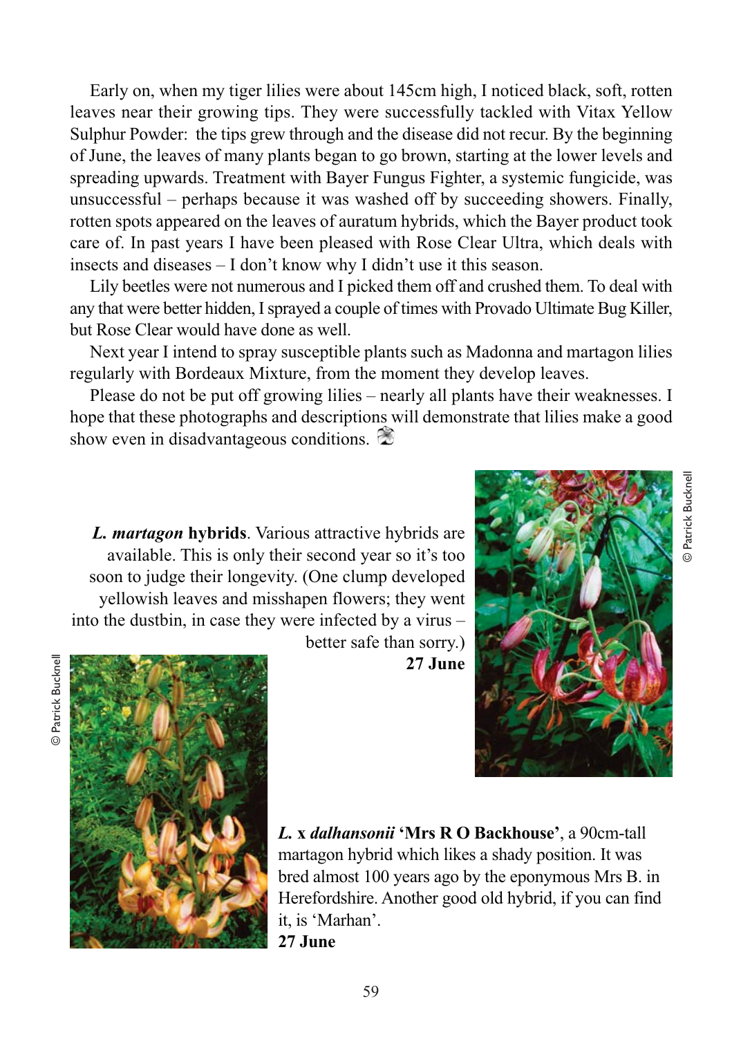Early on, when my tiger lilies were about 145cm high, I noticed black, soft, rotten leaves near their growing tips. They were successfully tackled with Vitax Yellow Sulphur Powder: the tips grew through and the disease did not recur. By the beginning of June, the leaves of many plants began to go brown, starting at the lower levels and spreading upwards. Treatment with Bayer Fungus Fighter, a systemic fungicide, was unsuccessful – perhaps because it was washed off by succeeding showers. Finally, rotten spots appeared on the leaves of auratum hybrids, which the Bayer product took care of. In past years I have been pleased with Rose Clear Ultra, which deals with insects and diseases – I don't know why I didn't use it this season.

Lily beetles were not numerous and I picked them off and crushed them. To deal with any that were better hidden, I sprayed a couple of times with Provado Ultimate Bug Killer, but Rose Clear would have done as well.

Next year I intend to spray susceptible plants such as Madonna and martagon lilies regularly with Bordeaux Mixture, from the moment they develop leaves.

Please do not be put off growing lilies – nearly all plants have their weaknesses. I hope that these photographs and descriptions will demonstrate that lilies make a good show even in disadvantageous conditions.

***L. martagon* hybrids**. Various attractive hybrids are available. This is only their second year so it's too soon to judge their longevity. (One clump developed yellowish leaves and misshapen flowers; they went into the dustbin, in case they were infected by a virus – better safe than sorry.)
**27 June**

© Patrick Bucknell

***L.* x *dalhansonii* 'Mrs R O Backhouse'**, a 90cm-tall martagon hybrid which likes a shady position. It was bred almost 100 years ago by the eponymous Mrs B. in Herefordshire. Another good old hybrid, if you can find it, is 'Marhan'.
**27 June**

© Patrick Bucknell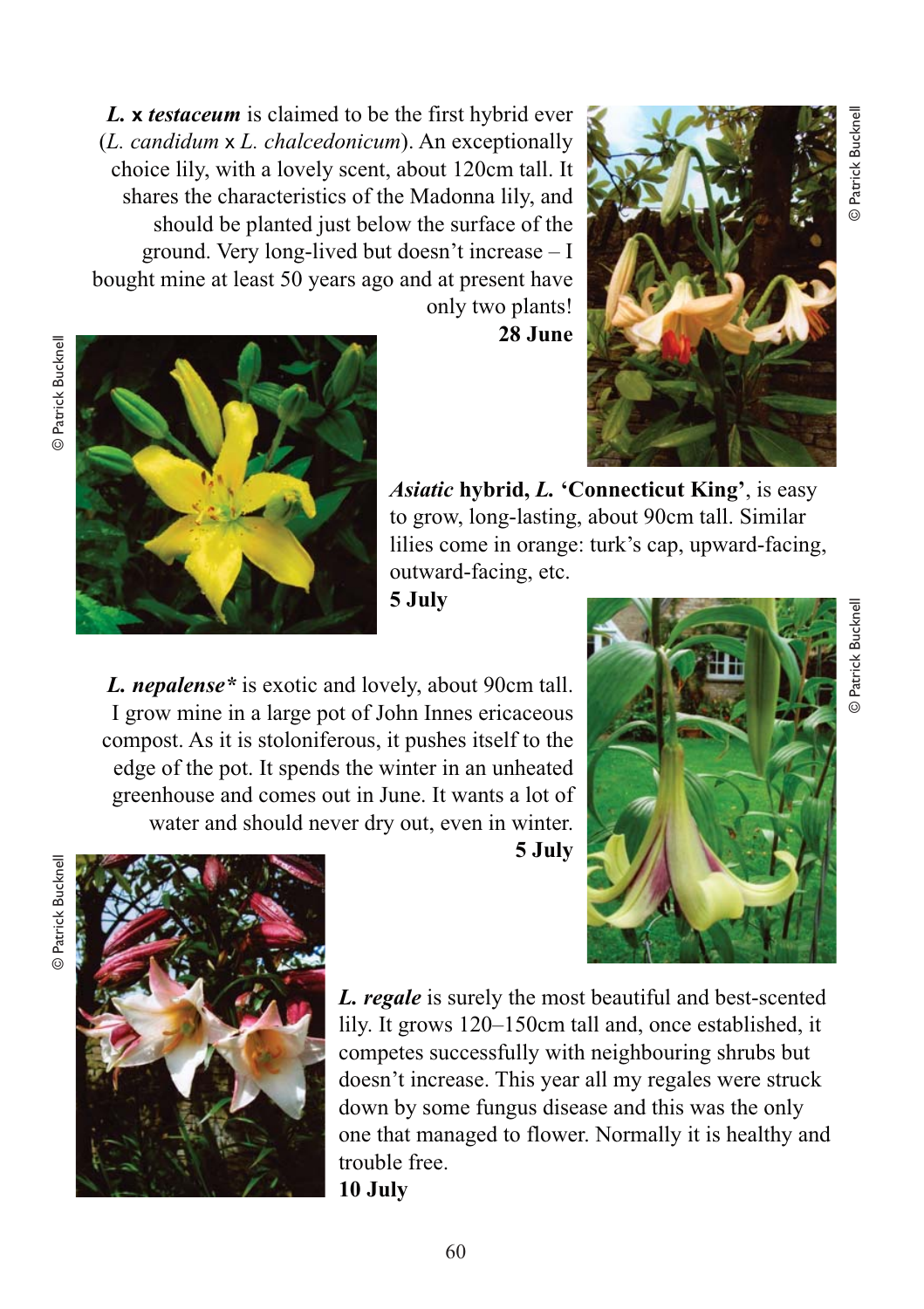***L.* x *testaceum*** is claimed to be the first hybrid ever (*L. candidum* x *L. chalcedonicum*). An exceptionally choice lily, with a lovely scent, about 120cm tall. It shares the characteristics of the Madonna lily, and should be planted just below the surface of the ground. Very long-lived but doesn't increase – I bought mine at least 50 years ago and at present have only two plants!
**28 June**

© Patrick Bucknell

***Asiatic* hybrid, *L.* 'Connecticut King'**, is easy to grow, long-lasting, about 90cm tall. Similar lilies come in orange: turk's cap, upward-facing, outward-facing, etc.
**5 July**

© Patrick Bucknell

***L. nepalense**** is exotic and lovely, about 90cm tall. I grow mine in a large pot of John Innes ericaceous compost. As it is stoloniferous, it pushes itself to the edge of the pot. It spends the winter in an unheated greenhouse and comes out in June. It wants a lot of water and should never dry out, even in winter.
**5 July**

© Patrick Bucknell

***L. regale*** is surely the most beautiful and best-scented lily. It grows 120–150cm tall and, once established, it competes successfully with neighbouring shrubs but doesn't increase. This year all my regales were struck down by some fungus disease and this was the only one that managed to flower. Normally it is healthy and trouble free.
**10 July**

© Patrick Bucknell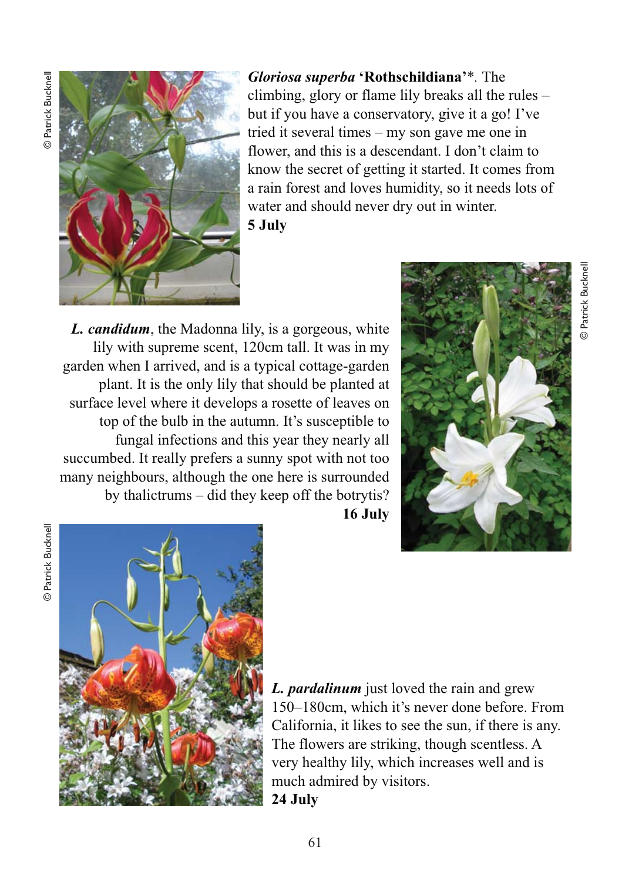*Gloriosa superba* **'Rothschildiana'***. The climbing, glory or flame lily breaks all the rules – but if you have a conservatory, give it a go! I've tried it several times – my son gave me one in flower, and this is a descendant. I don't claim to know the secret of getting it started. It comes from a rain forest and loves humidity, so it needs lots of water and should never dry out in winter.
**5 July**

© Patrick Bucknell

***L. candidum***, the Madonna lily, is a gorgeous, white lily with supreme scent, 120cm tall. It was in my garden when I arrived, and is a typical cottage-garden plant. It is the only lily that should be planted at surface level where it develops a rosette of leaves on top of the bulb in the autumn. It's susceptible to fungal infections and this year they nearly all succumbed. It really prefers a sunny spot with not too many neighbours, although the one here is surrounded by thalictrums – did they keep off the botrytis?
**16 July**

© Patrick Bucknell

***L. pardalinum*** just loved the rain and grew 150–180cm, which it's never done before. From California, it likes to see the sun, if there is any. The flowers are striking, though scentless. A very healthy lily, which increases well and is much admired by visitors.
**24 July**

© Patrick Bucknell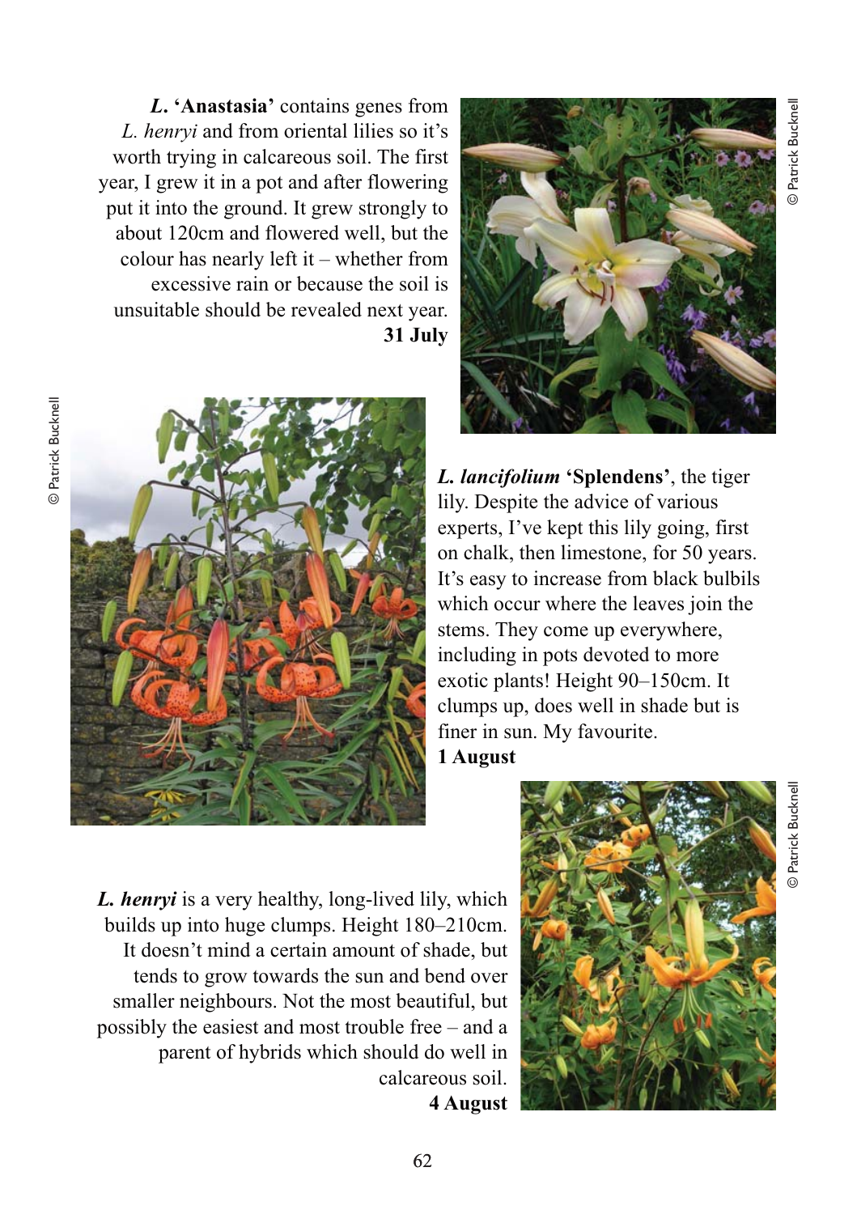***L.* 'Anastasia'** contains genes from *L. henryi* and from oriental lilies so it's worth trying in calcareous soil. The first year, I grew it in a pot and after flowering put it into the ground. It grew strongly to about 120cm and flowered well, but the colour has nearly left it – whether from excessive rain or because the soil is unsuitable should be revealed next year.
**31 July**

© Patrick Bucknell

***L. lancifolium* 'Splendens'**, the tiger lily. Despite the advice of various experts, I've kept this lily going, first on chalk, then limestone, for 50 years. It's easy to increase from black bulbils which occur where the leaves join the stems. They come up everywhere, including in pots devoted to more exotic plants! Height 90–150cm. It clumps up, does well in shade but is finer in sun. My favourite.
**1 August**

© Patrick Bucknell

***L. henryi*** is a very healthy, long-lived lily, which builds up into huge clumps. Height 180–210cm. It doesn't mind a certain amount of shade, but tends to grow towards the sun and bend over smaller neighbours. Not the most beautiful, but possibly the easiest and most trouble free – and a parent of hybrids which should do well in calcareous soil.
**4 August**

© Patrick Bucknell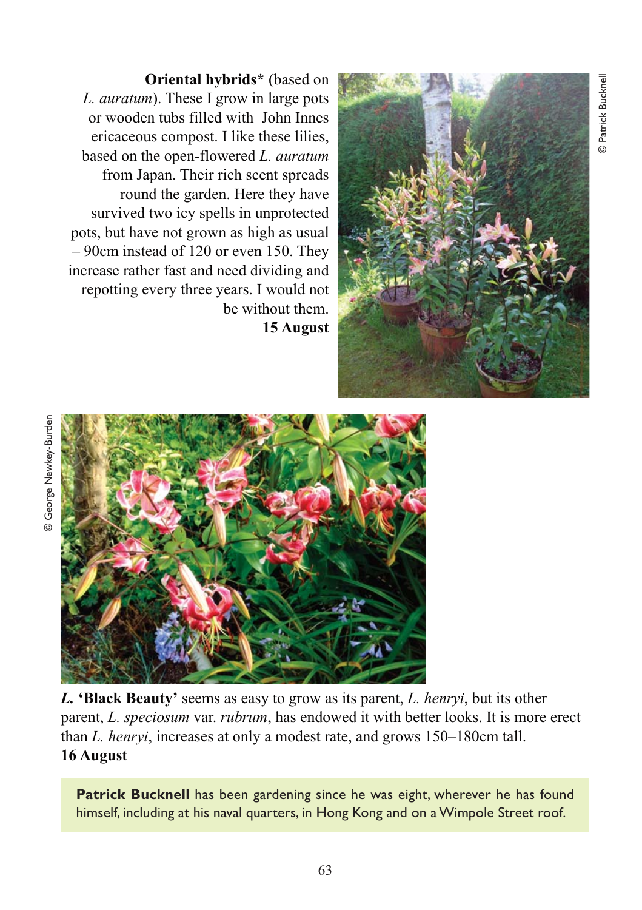**Oriental hybrids*** (based on *L. auratum*). These I grow in large pots or wooden tubs filled with John Innes ericaceous compost. I like these lilies, based on the open-flowered *L. auratum* from Japan. Their rich scent spreads round the garden. Here they have survived two icy spells in unprotected pots, but have not grown as high as usual – 90cm instead of 120 or even 150. They increase rather fast and need dividing and repotting every three years. I would not be without them.
**15 August**

© Patrick Bucknell

© George Newkey-Burden

***L.* 'Black Beauty'** seems as easy to grow as its parent, *L. henryi*, but its other parent, *L. speciosum* var. *rubrum*, has endowed it with better looks. It is more erect than *L. henryi*, increases at only a modest rate, and grows 150–180cm tall.
**16 August**

**Patrick Bucknell** has been gardening since he was eight, wherever he has found himself, including at his naval quarters, in Hong Kong and on a Wimpole Street roof.